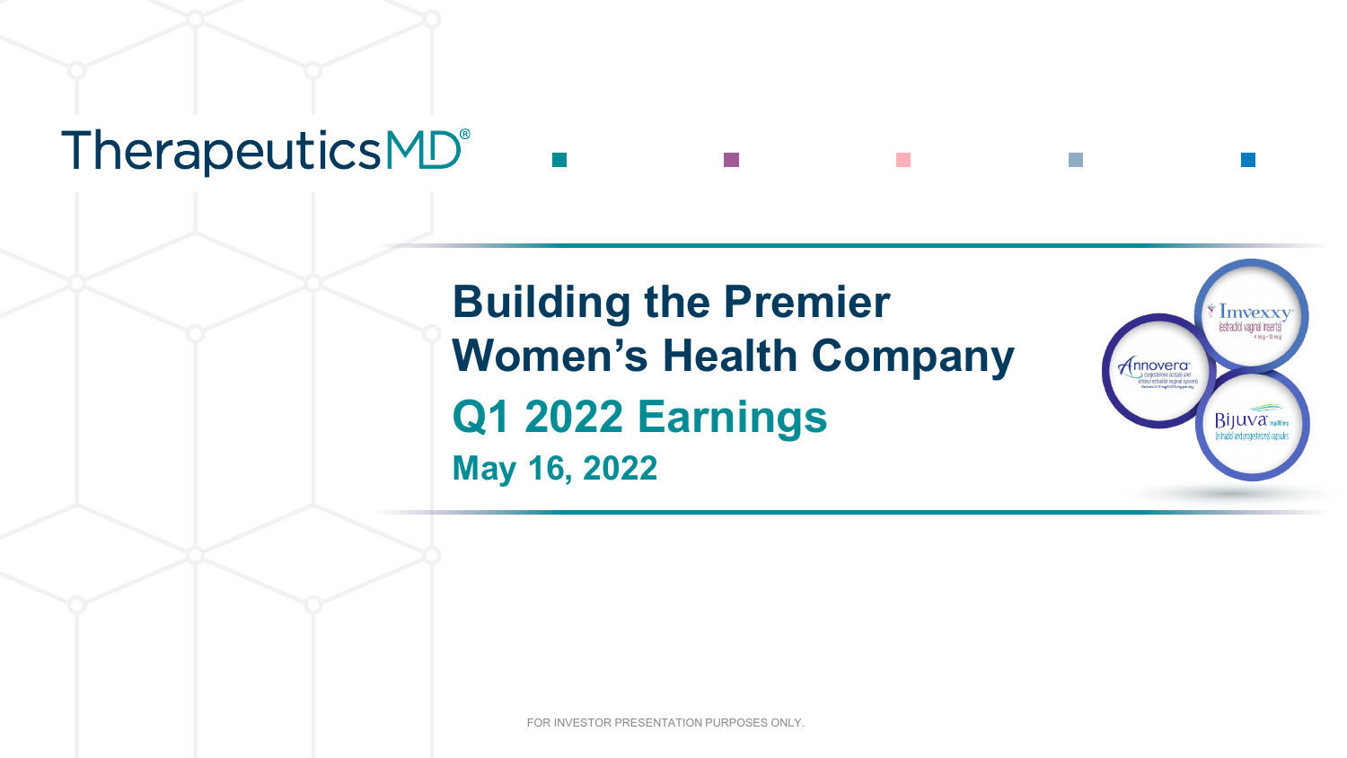TherapeuticsMD®

# Building the Premier Women's Health Company

## Q1 2022 Earnings

### May 16, 2022

FOR INVESTOR PRESENTATION PURPOSES ONLY.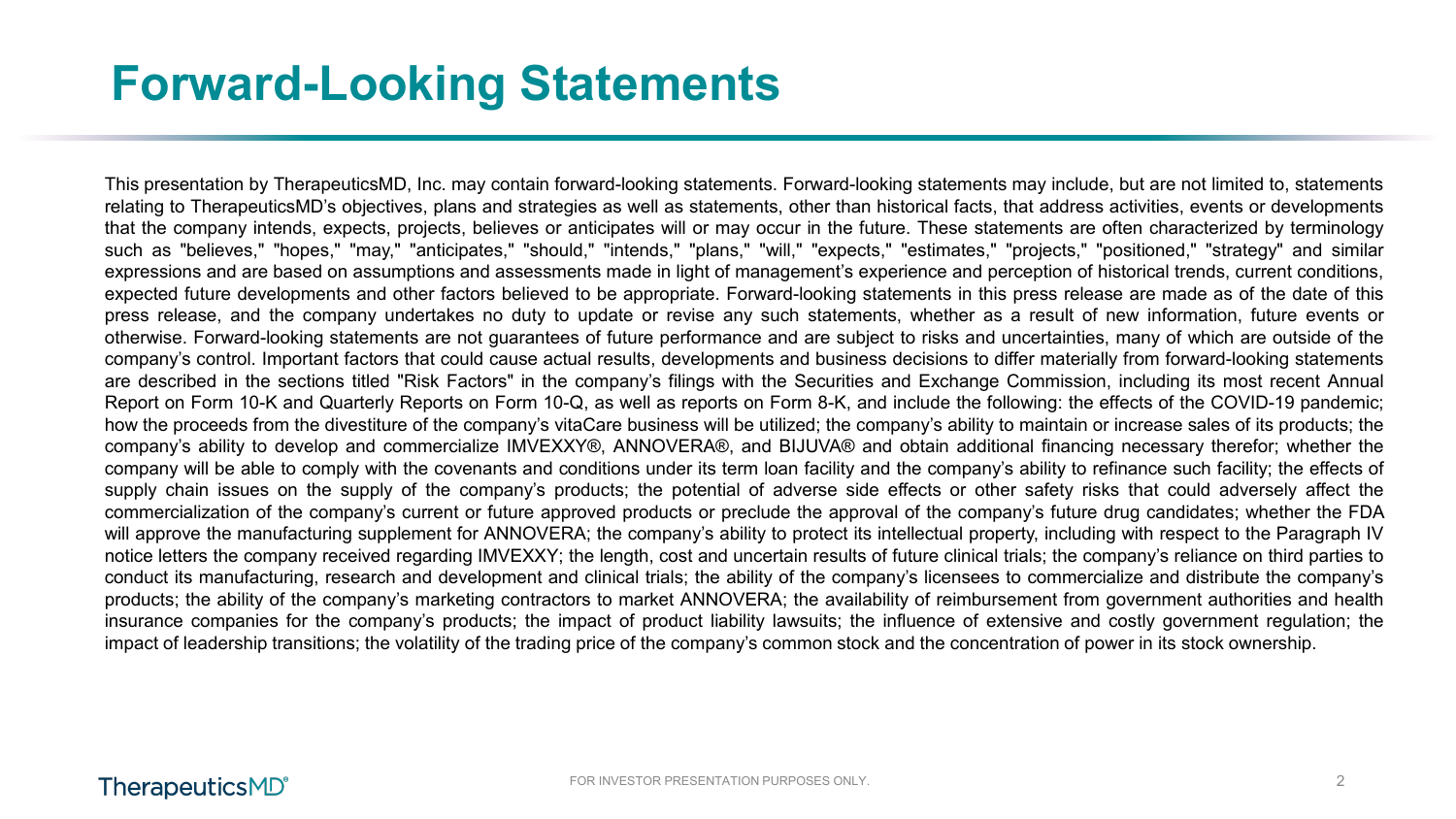# Forward-Looking Statements

This presentation by TherapeuticsMD, Inc. may contain forward-looking statements. Forward-looking statements may include, but are not limited to, statements relating to TherapeuticsMD's objectives, plans and strategies as well as statements, other than historical facts, that address activities, events or developments that the company intends, expects, projects, believes or anticipates will or may occur in the future. These statements are often characterized by terminology such as "believes," "hopes," "may," "anticipates," "should," "intends," "plans," "will," "expects," "estimates," "projects," "positioned," "strategy" and similar expressions and are based on assumptions and assessments made in light of management's experience and perception of historical trends, current conditions, expected future developments and other factors believed to be appropriate. Forward-looking statements in this press release are made as of the date of this press release, and the company undertakes no duty to update or revise any such statements, whether as a result of new information, future events or otherwise. Forward-looking statements are not guarantees of future performance and are subject to risks and uncertainties, many of which are outside of the company's control. Important factors that could cause actual results, developments and business decisions to differ materially from forward-looking statements are described in the sections titled "Risk Factors" in the company's filings with the Securities and Exchange Commission, including its most recent Annual Report on Form 10-K and Quarterly Reports on Form 10-Q, as well as reports on Form 8-K, and include the following: the effects of the COVID-19 pandemic; how the proceeds from the divestiture of the company's vitaCare business will be utilized; the company's ability to maintain or increase sales of its products; the company's ability to develop and commercialize IMVEXXY®, ANNOVERA®, and BIJUVA® and obtain additional financing necessary therefor; whether the company will be able to comply with the covenants and conditions under its term loan facility and the company's ability to refinance such facility; the effects of supply chain issues on the supply of the company's products; the potential of adverse side effects or other safety risks that could adversely affect the commercialization of the company's current or future approved products or preclude the approval of the company's future drug candidates; whether the FDA will approve the manufacturing supplement for ANNOVERA; the company's ability to protect its intellectual property, including with respect to the Paragraph IV notice letters the company received regarding IMVEXXY; the length, cost and uncertain results of future clinical trials; the company's reliance on third parties to conduct its manufacturing, research and development and clinical trials; the ability of the company's licensees to commercialize and distribute the company's products; the ability of the company's marketing contractors to market ANNOVERA; the availability of reimbursement from government authorities and health insurance companies for the company's products; the impact of product liability lawsuits; the influence of extensive and costly government regulation; the impact of leadership transitions; the volatility of the trading price of the company's common stock and the concentration of power in its stock ownership.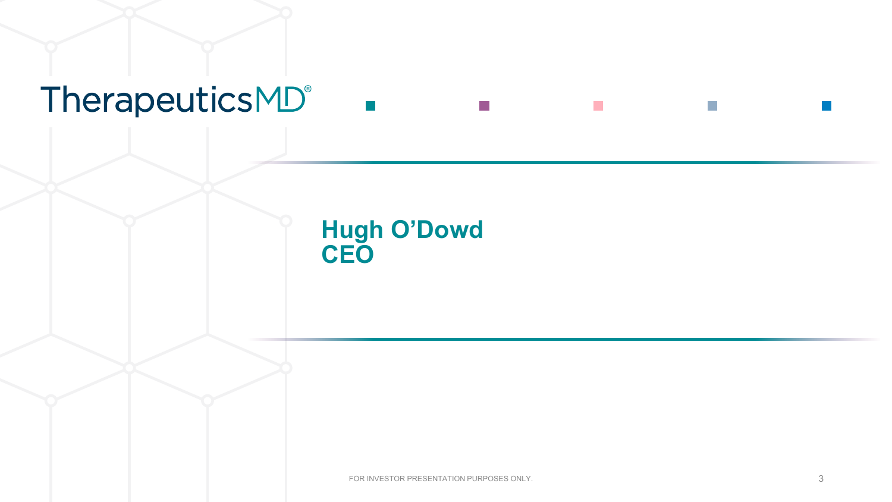TherapeuticsMD®

## Hugh O'Dowd
## CEO

FOR INVESTOR PRESENTATION PURPOSES ONLY.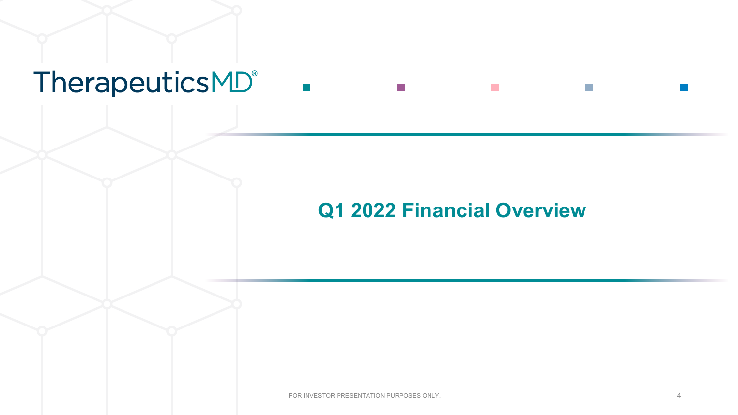TherapeuticsMD®

# Q1 2022 Financial Overview

FOR INVESTOR PRESENTATION PURPOSES ONLY.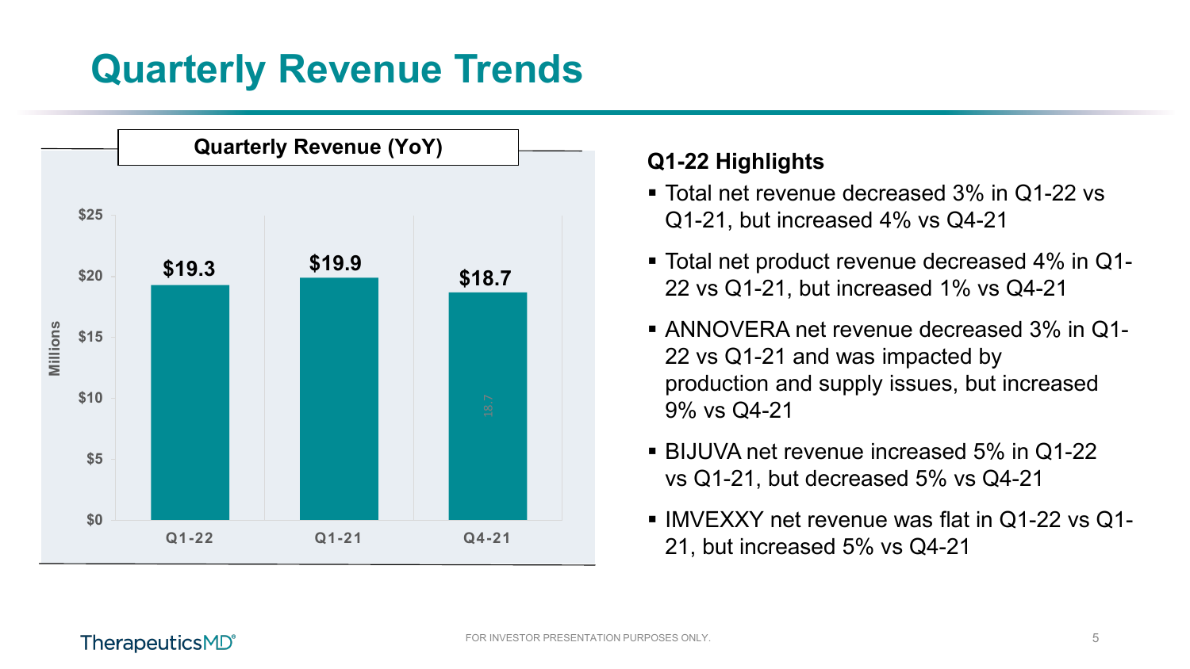# Quarterly Revenue Trends

**Quarterly Revenue (YoY)**

| Quarter | Revenue (Millions) |
|---|---|
| Q1-22 | $19.3 |
| Q1-21 | $19.9 |
| Q4-21 | $18.7 |

## Q1-22 Highlights

- Total net revenue decreased 3% in Q1-22 vs Q1-21, but increased 4% vs Q4-21
- Total net product revenue decreased 4% in Q1-22 vs Q1-21, but increased 1% vs Q4-21
- ANNOVERA net revenue decreased 3% in Q1-22 vs Q1-21 and was impacted by production and supply issues, but increased 9% vs Q4-21
- BIJUVA net revenue increased 5% in Q1-22 vs Q1-21, but decreased 5% vs Q4-21
- IMVEXXY net revenue was flat in Q1-22 vs Q1-21, but increased 5% vs Q4-21

FOR INVESTOR PRESENTATION PURPOSES ONLY.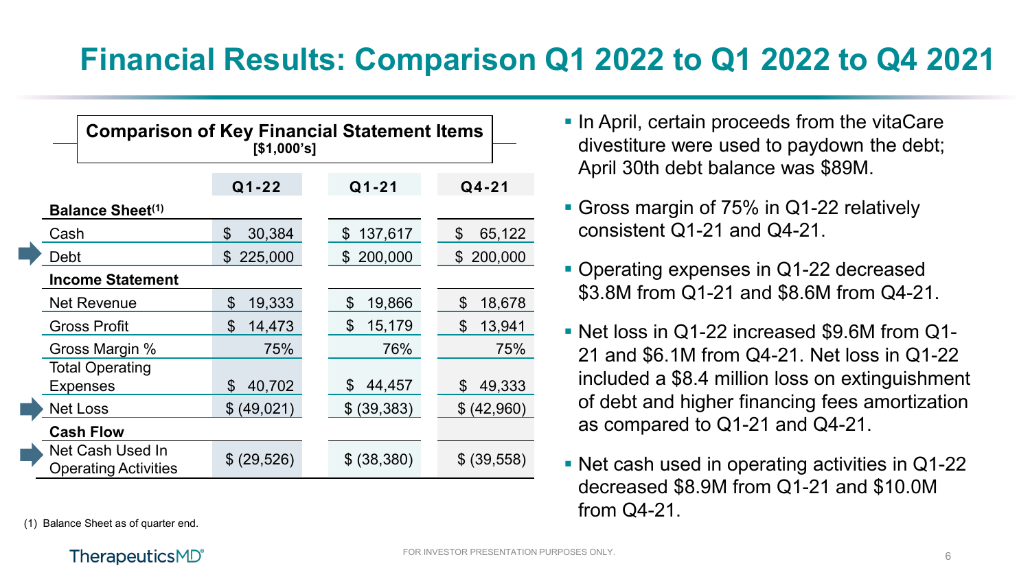# Financial Results: Comparison Q1 2022 to Q1 2022 to Q4 2021

**Comparison of Key Financial Statement Items**
**[$1,000's]**

| | Q1-22 | Q1-21 | Q4-21 |
|---|---|---|---|
| **Balance Sheet**[1] | | | |
| Cash | $ 30,384 | $ 137,617 | $ 65,122 |
| Debt | $ 225,000 | $ 200,000 | $ 200,000 |
| **Income Statement** | | | |
| Net Revenue | $ 19,333 | $ 19,866 | $ 18,678 |
| Gross Profit | $ 14,473 | $ 15,179 | $ 13,941 |
| Gross Margin % | 75% | 76% | 75% |
| Total Operating Expenses | $ 40,702 | $ 44,457 | $ 49,333 |
| Net Loss | $ (49,021) | $ (39,383) | $ (42,960) |
| **Cash Flow** | | | |
| Net Cash Used In Operating Activities | $ (29,526) | $ (38,380) | $ (39,558) |

(1) Balance Sheet as of quarter end.

- In April, certain proceeds from the vitaCare divestiture were used to paydown the debt; April 30th debt balance was $89M.
- Gross margin of 75% in Q1-22 relatively consistent Q1-21 and Q4-21.
- Operating expenses in Q1-22 decreased $3.8M from Q1-21 and $8.6M from Q4-21.
- Net loss in Q1-22 increased $9.6M from Q1-21 and $6.1M from Q4-21. Net loss in Q1-22 included a $8.4 million loss on extinguishment of debt and higher financing fees amortization as compared to Q1-21 and Q4-21.
- Net cash used in operating activities in Q1-22 decreased $8.9M from Q1-21 and $10.0M from Q4-21.

FOR INVESTOR PRESENTATION PURPOSES ONLY.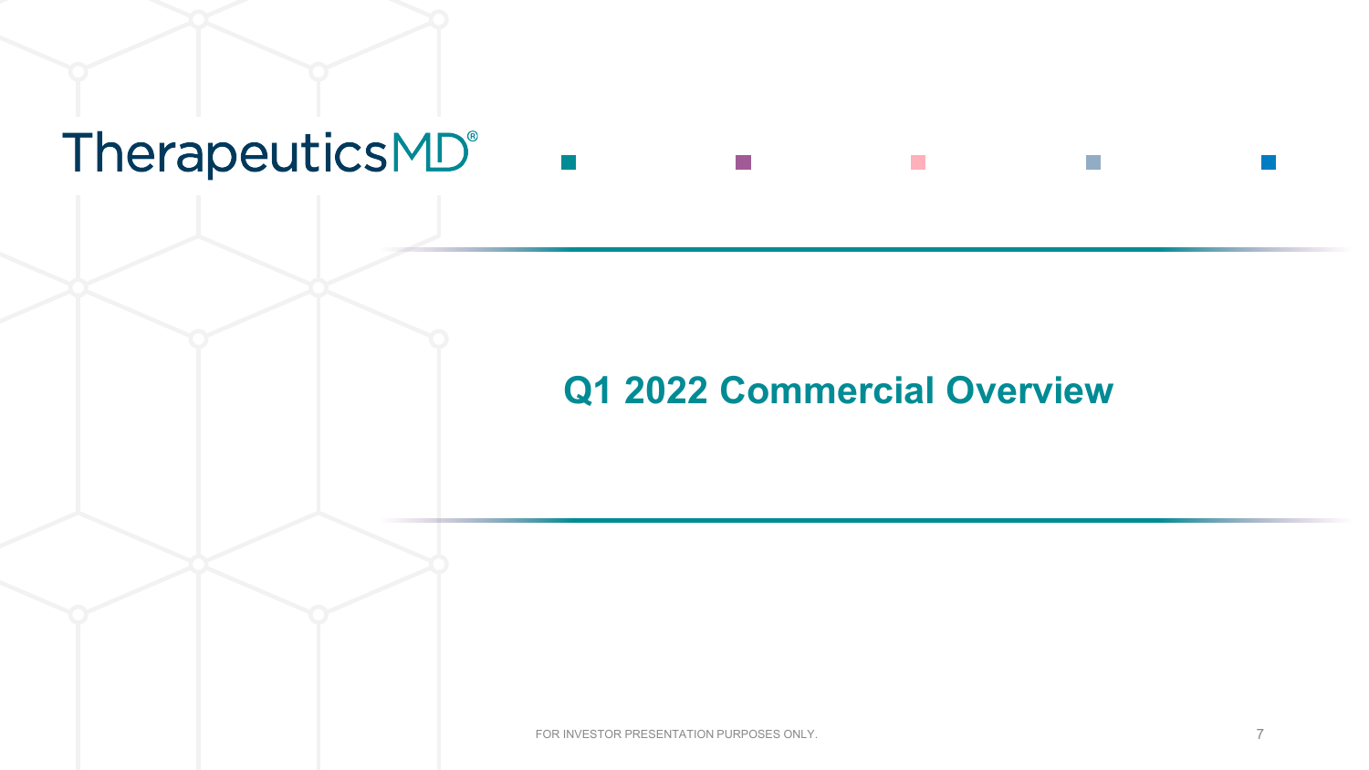TherapeuticsMD®

# Q1 2022 Commercial Overview

FOR INVESTOR PRESENTATION PURPOSES ONLY.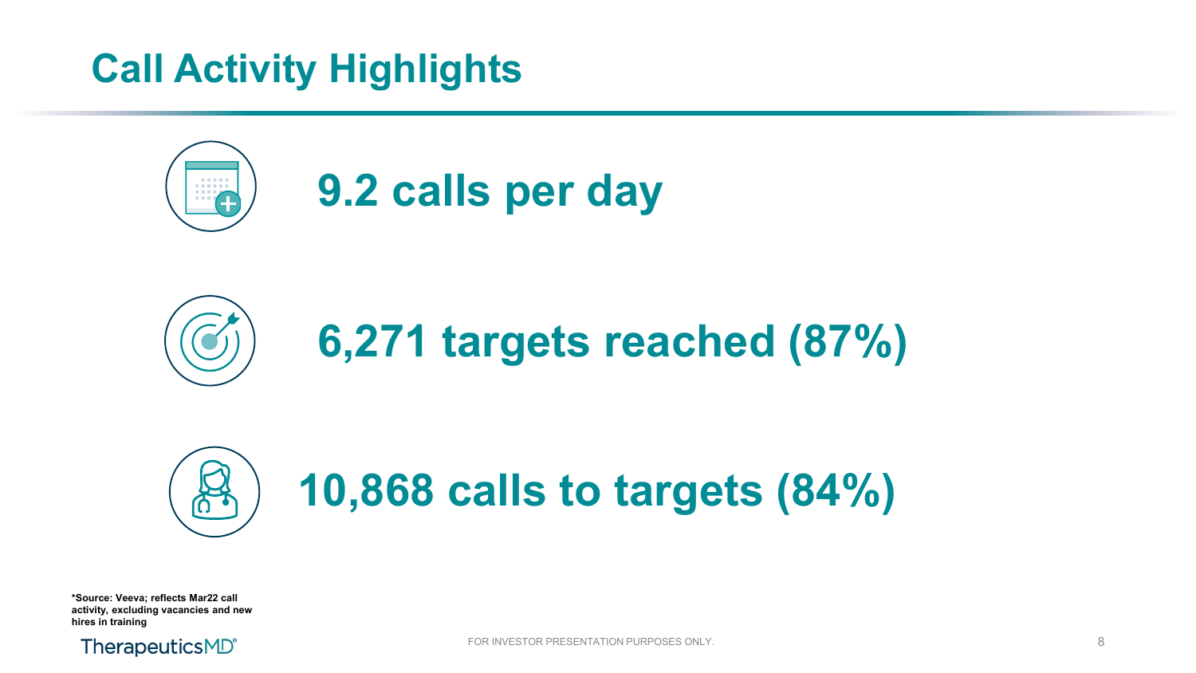# Call Activity Highlights

**9.2 calls per day**

**6,271 targets reached (87%)**

**10,868 calls to targets (84%)**

***Source: Veeva; reflects Mar22 call activity, excluding vacancies and new hires in training**

FOR INVESTOR PRESENTATION PURPOSES ONLY.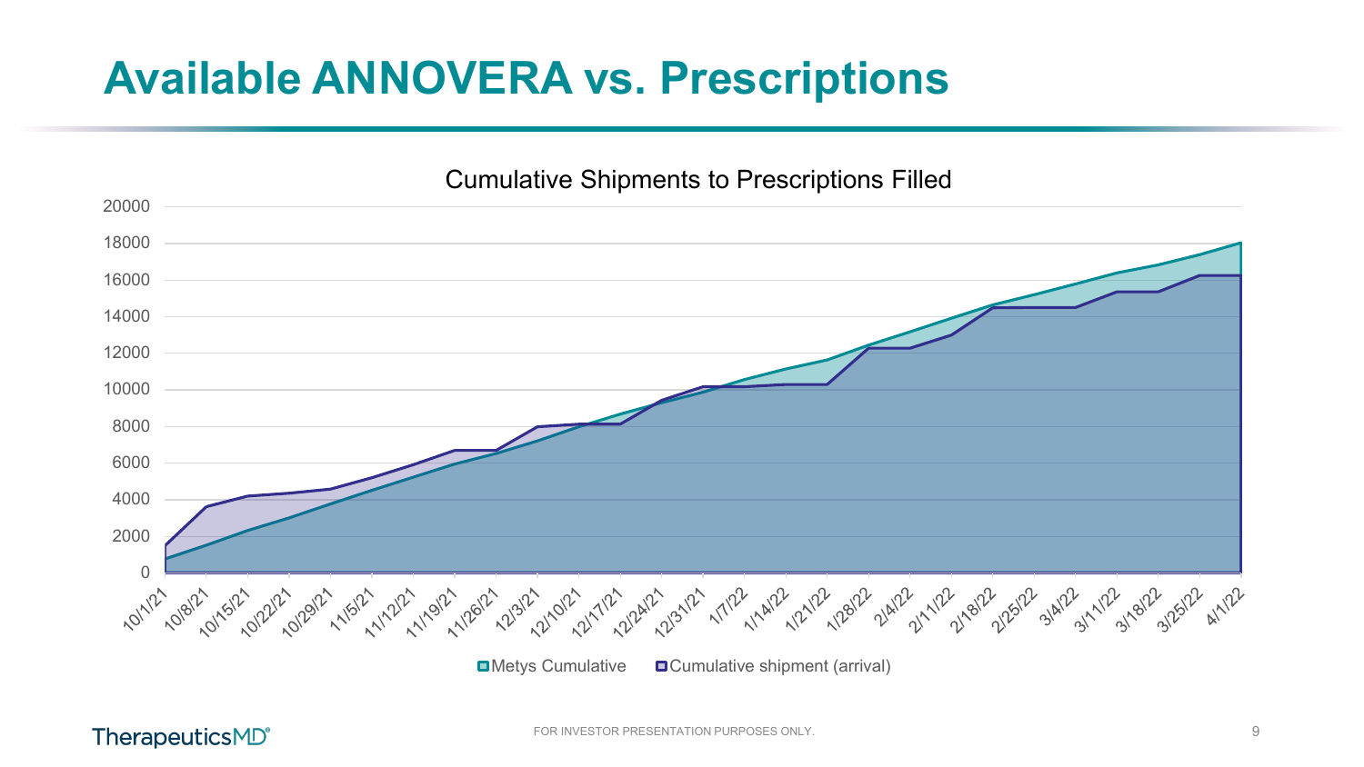# Available ANNOVERA vs. Prescriptions

Cumulative Shipments to Prescriptions Filled

Metys Cumulative | Cumulative shipment (arrival)

FOR INVESTOR PRESENTATION PURPOSES ONLY.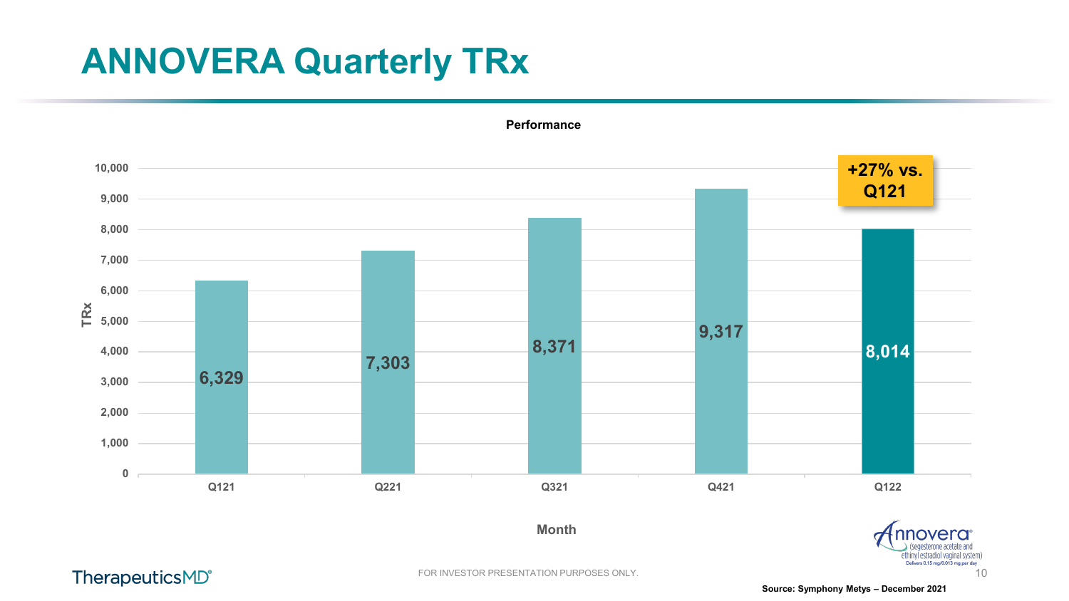# ANNOVERA Quarterly TRx

**Performance**

| Month | TRx |
| --- | --- |
| Q121 | 6,329 |
| Q221 | 7,303 |
| Q321 | 8,371 |
| Q421 | 9,317 |
| Q122 | 8,014 |

**+27% vs. Q121**

Annovera® (segesterone acetate and ethinyl estradiol vaginal system) Delivers 0.15 mg/0.013 mg per day

TherapeuticsMD®

FOR INVESTOR PRESENTATION PURPOSES ONLY.

**Source: Symphony Metys – December 2021**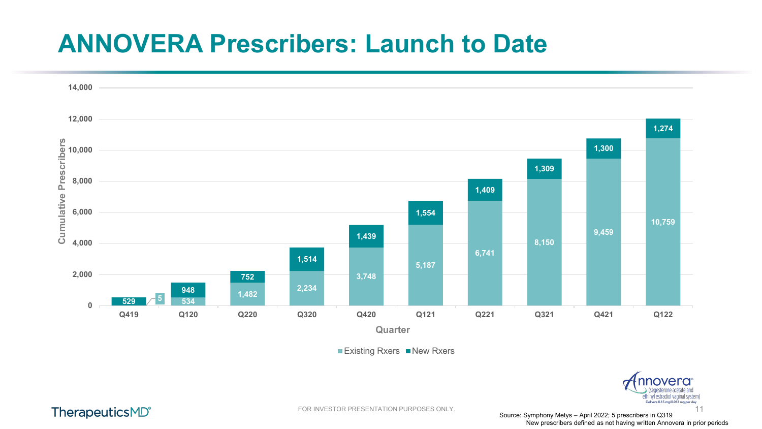# ANNOVERA Prescribers: Launch to Date

| Quarter | Existing Rxers | New Rxers |
|---|---|---|
| Q419 | | 529 |
| Q120 | 534 | 948 |
| Q220 | 1,482 | 752 |
| Q320 | 2,234 | 1,514 |
| Q420 | 3,748 | 1,439 |
| Q121 | 5,187 | 1,554 |
| Q221 | 6,741 | 1,409 |
| Q321 | 8,150 | 1,309 |
| Q421 | 9,459 | 1,300 |
| Q122 | 10,759 | 1,274 |

Cumulative Prescribers by Quarter (Existing Rxers, New Rxers); 5 shown between Q419 and Q120.

Source: Symphony Metys – April 2022; 5 prescribers in Q319
New prescribers defined as not having written Annovera in prior periods

FOR INVESTOR PRESENTATION PURPOSES ONLY.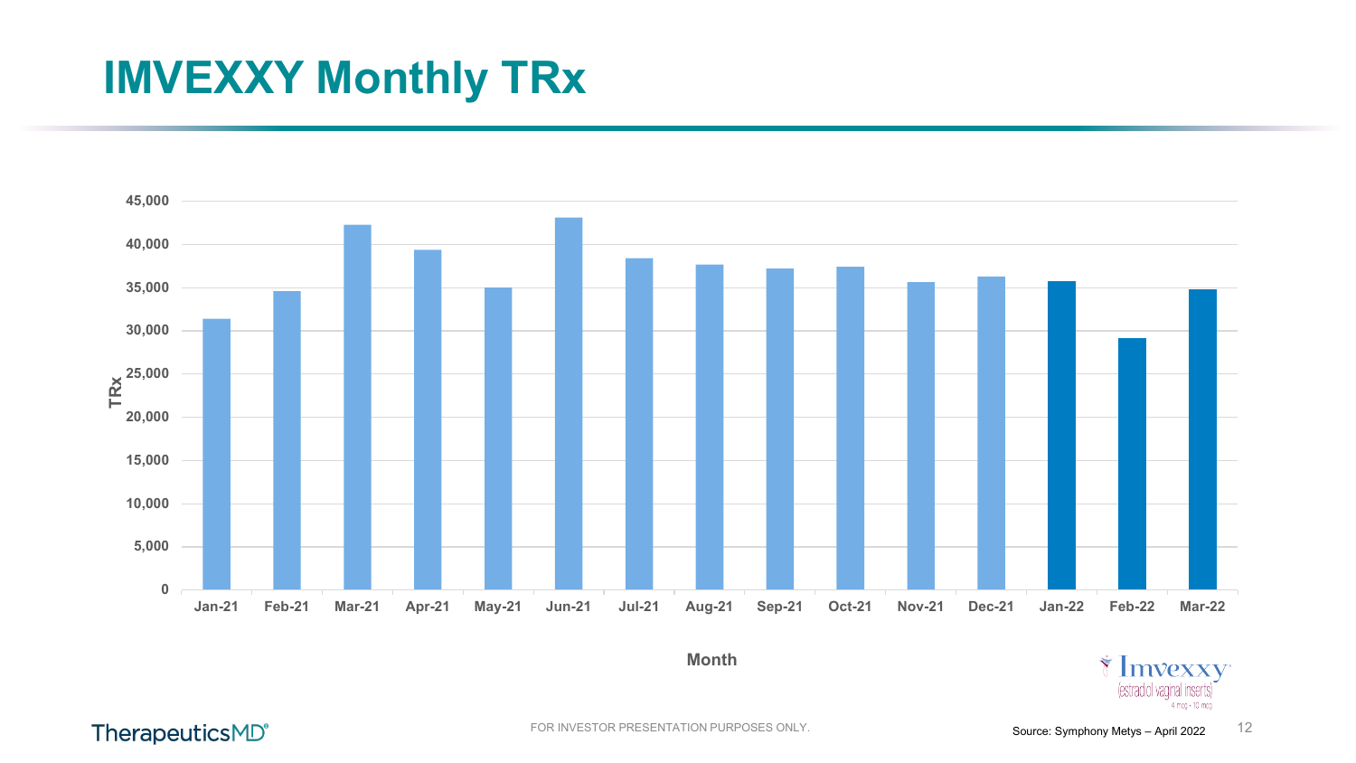# IMVEXXY Monthly TRx

45,000
40,000
35,000
30,000
25,000
20,000
15,000
10,000
5,000
0

TRx

Jan-21 Feb-21 Mar-21 Apr-21 May-21 Jun-21 Jul-21 Aug-21 Sep-21 Oct-21 Nov-21 Dec-21 Jan-22 Feb-22 Mar-22

Month

Imvexxy (estradiol vaginal inserts) 4 mcg • 10 mcg

FOR INVESTOR PRESENTATION PURPOSES ONLY.

Source: Symphony Metys – April 2022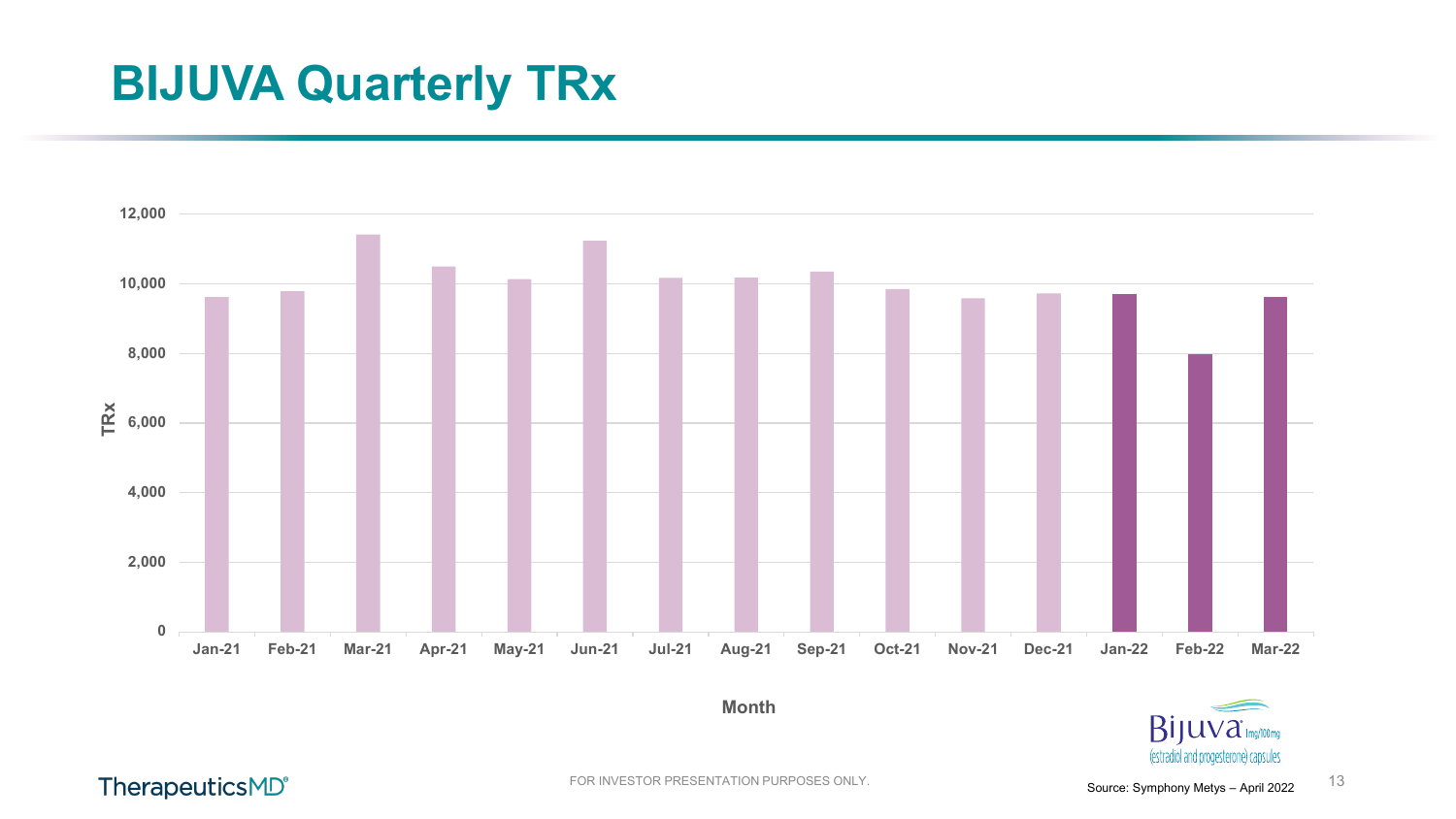# BIJUVA Quarterly TRx

12,000
10,000
8,000
6,000
4,000
2,000
0

TRx

Jan-21
Feb-21
Mar-21
Apr-21
May-21
Jun-21
Jul-21
Aug-21
Sep-21
Oct-21
Nov-21
Dec-21
Jan-22
Feb-22
Mar-22

Month

Bijuva 1mg/100mg
(estradiol and progesterone) capsules

TherapeuticsMD®

FOR INVESTOR PRESENTATION PURPOSES ONLY.

Source: Symphony Metys – April 2022